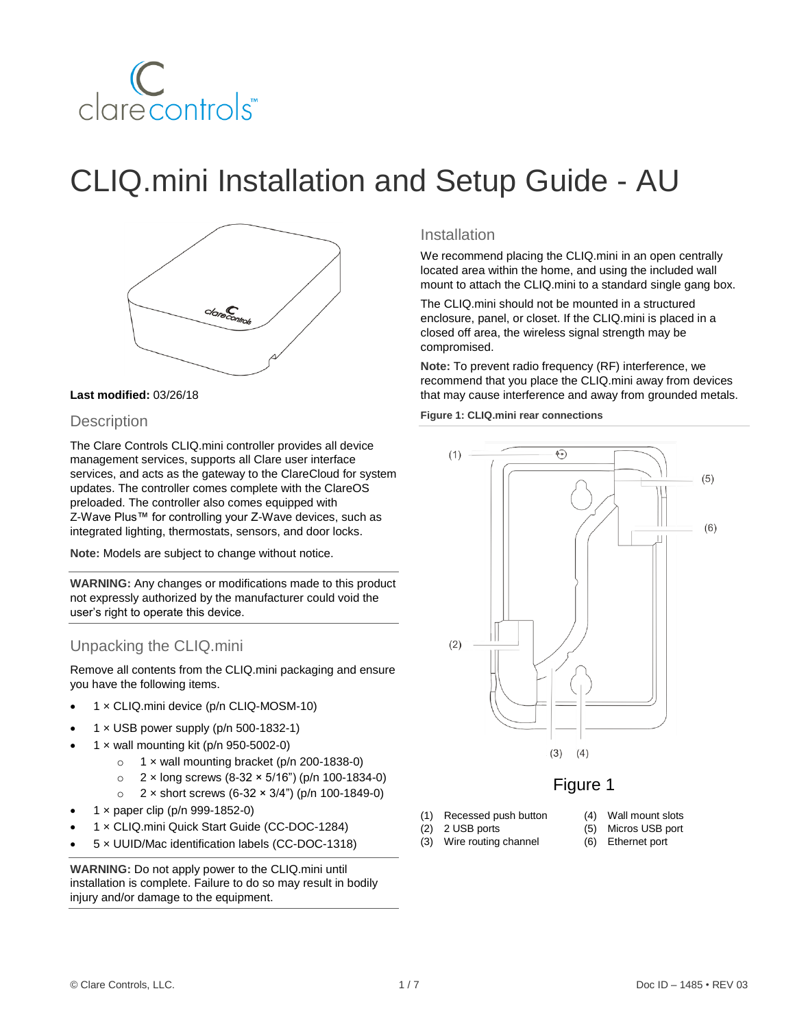# CLIQ.mini Installation and Setup Guide - AU

**Last modified:** 03/26/18

## Description

The Clare Controls CLIQ.mini controller provides all device management services, supports all Clare user interface services, and acts as the gateway to the ClareCloud for system updates. The controller comes complete with the ClareOS preloaded. The controller also comes equipped with Z-Wave Plus™ for controlling your Z-Wave devices, such as integrated lighting, thermostats, sensors, and door locks.

**Note:** Models are subject to change without notice.

**WARNING:** Any changes or modifications made to this product not expressly authorized by the manufacturer could void the user's right to operate this device.

## Unpacking the CLIQ.mini

Remove all contents from the CLIQ.mini packaging and ensure you have the following items.

- 1 × CLIQ.mini device (p/n CLIQ-MOSM-10)
- 1 × USB power supply (p/n 500-1832-1)
- 1 × wall mounting kit (p/n 950-5002-0)
  - 1 × wall mounting bracket (p/n 200-1838-0)
  - 2 × long screws (8-32 × 5/16") (p/n 100-1834-0)
  - 2 × short screws (6-32 × 3/4") (p/n 100-1849-0)
- 1 × paper clip (p/n 999-1852-0)
- 1 × CLIQ.mini Quick Start Guide (CC-DOC-1284)
- 5 × UUID/Mac identification labels (CC-DOC-1318)

**WARNING:** Do not apply power to the CLIQ.mini until installation is complete. Failure to do so may result in bodily injury and/or damage to the equipment.

## Installation

We recommend placing the CLIQ.mini in an open centrally located area within the home, and using the included wall mount to attach the CLIQ.mini to a standard single gang box.

The CLIQ.mini should not be mounted in a structured enclosure, panel, or closet. If the CLIQ.mini is placed in a closed off area, the wireless signal strength may be compromised.

**Note:** To prevent radio frequency (RF) interference, we recommend that you place the CLIQ.mini away from devices that may cause interference and away from grounded metals.

**Figure 1: CLIQ.mini rear connections**

Figure 1

(1) Recessed push button
(2) 2 USB ports
(3) Wire routing channel
(4) Wall mount slots
(5) Micros USB port
(6) Ethernet port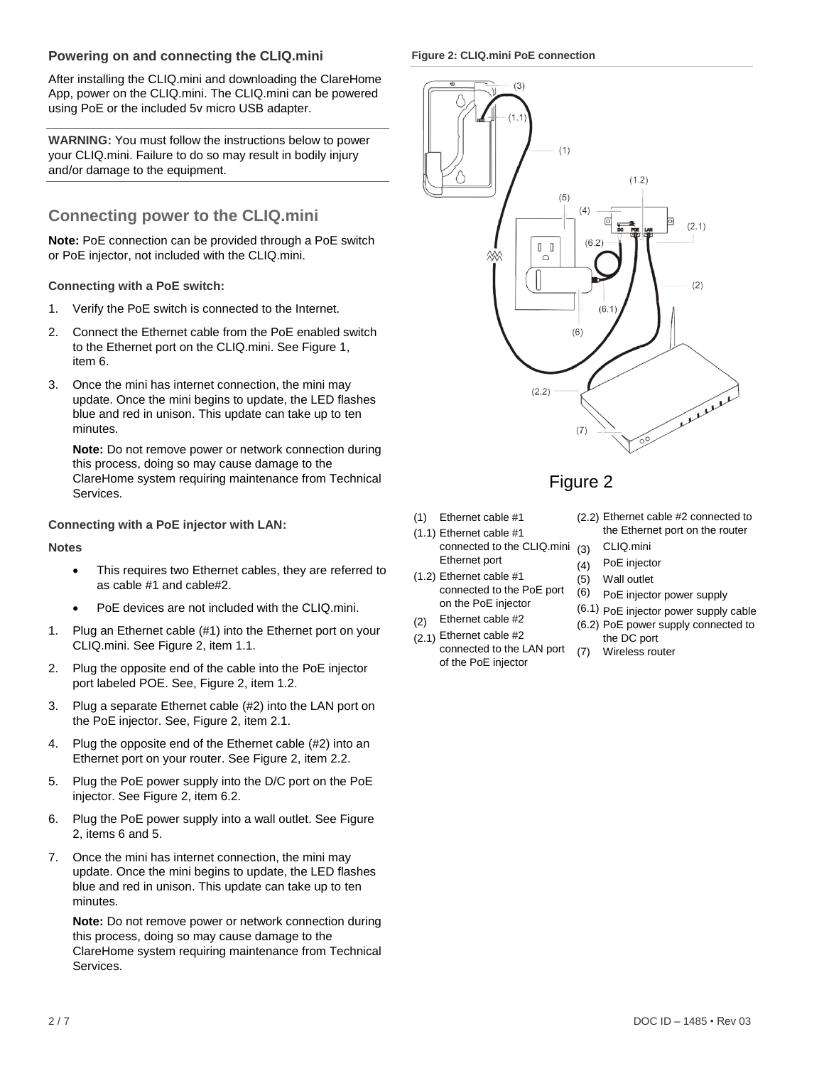### Powering on and connecting the CLIQ.mini

After installing the CLIQ.mini and downloading the ClareHome App, power on the CLIQ.mini. The CLIQ.mini can be powered using PoE or the included 5v micro USB adapter.

---

**WARNING:** You must follow the instructions below to power your CLIQ.mini. Failure to do so may result in bodily injury and/or damage to the equipment.

---

## Connecting power to the CLIQ.mini

**Note:** PoE connection can be provided through a PoE switch or PoE injector, not included with the CLIQ.mini.

**Connecting with a PoE switch:**

1. Verify the PoE switch is connected to the Internet.
2. Connect the Ethernet cable from the PoE enabled switch to the Ethernet port on the CLIQ.mini. See Figure 1, item 6.
3. Once the mini has internet connection, the mini may update. Once the mini begins to update, the LED flashes blue and red in unison. This update can take up to ten minutes.

   **Note:** Do not remove power or network connection during this process, doing so may cause damage to the ClareHome system requiring maintenance from Technical Services.

**Connecting with a PoE injector with LAN:**

**Notes**

- This requires two Ethernet cables, they are referred to as cable #1 and cable#2.
- PoE devices are not included with the CLIQ.mini.

1. Plug an Ethernet cable (#1) into the Ethernet port on your CLIQ.mini. See Figure 2, item 1.1.
2. Plug the opposite end of the cable into the PoE injector port labeled POE. See, Figure 2, item 1.2.
3. Plug a separate Ethernet cable (#2) into the LAN port on the PoE injector. See, Figure 2, item 2.1.
4. Plug the opposite end of the Ethernet cable (#2) into an Ethernet port on your router. See Figure 2, item 2.2.
5. Plug the PoE power supply into the D/C port on the PoE injector. See Figure 2, item 6.2.
6. Plug the PoE power supply into a wall outlet. See Figure 2, items 6 and 5.
7. Once the mini has internet connection, the mini may update. Once the mini begins to update, the LED flashes blue and red in unison. This update can take up to ten minutes.

   **Note:** Do not remove power or network connection during this process, doing so may cause damage to the ClareHome system requiring maintenance from Technical Services.

**Figure 2: CLIQ.mini PoE connection**

Figure 2

- (1) Ethernet cable #1
- (1.1) Ethernet cable #1 connected to the CLIQ.mini Ethernet port
- (1.2) Ethernet cable #1 connected to the PoE port on the PoE injector
- (2) Ethernet cable #2
- (2.1) Ethernet cable #2 connected to the LAN port of the PoE injector
- (2.2) Ethernet cable #2 connected to the Ethernet port on the router
- (3) CLIQ.mini
- (4) PoE injector
- (5) Wall outlet
- (6) PoE injector power supply
- (6.1) PoE injector power supply cable
- (6.2) PoE power supply connected to the DC port
- (7) Wireless router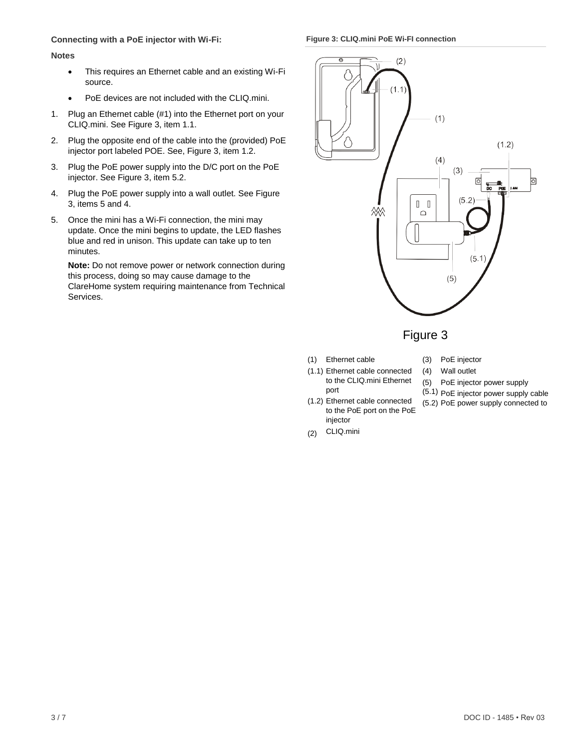**Connecting with a PoE injector with Wi-Fi:**

**Notes**

- This requires an Ethernet cable and an existing Wi-Fi source.
- PoE devices are not included with the CLIQ.mini.

1. Plug an Ethernet cable (#1) into the Ethernet port on your CLIQ.mini. See Figure 3, item 1.1.
2. Plug the opposite end of the cable into the (provided) PoE injector port labeled POE. See, Figure 3, item 1.2.
3. Plug the PoE power supply into the D/C port on the PoE injector. See Figure 3, item 5.2.
4. Plug the PoE power supply into a wall outlet. See Figure 3, items 5 and 4.
5. Once the mini has a Wi-Fi connection, the mini may update. Once the mini begins to update, the LED flashes blue and red in unison. This update can take up to ten minutes.

   **Note:** Do not remove power or network connection during this process, doing so may cause damage to the ClareHome system requiring maintenance from Technical Services.

**Figure 3: CLIQ.mini PoE Wi-FI connection**

Figure 3

(1) Ethernet cable
(1.1) Ethernet cable connected to the CLIQ.mini Ethernet port
(1.2) Ethernet cable connected to the PoE port on the PoE injector
(2) CLIQ.mini
(3) PoE injector
(4) Wall outlet
(5) PoE injector power supply
(5.1) PoE injector power supply cable
(5.2) PoE power supply connected to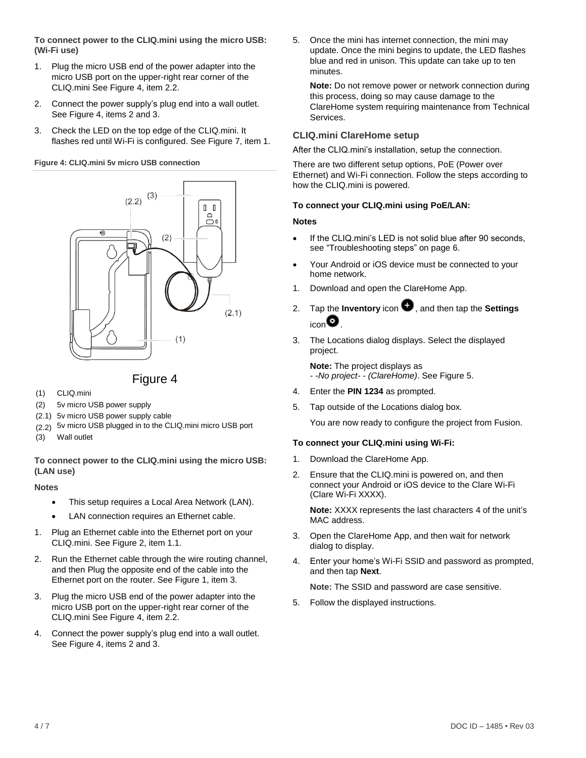**To connect power to the CLIQ.mini using the micro USB: (Wi-Fi use)**

1. Plug the micro USB end of the power adapter into the micro USB port on the upper-right rear corner of the CLIQ.mini See Figure 4, item 2.2.
2. Connect the power supply's plug end into a wall outlet. See Figure 4, items 2 and 3.
3. Check the LED on the top edge of the CLIQ.mini. It flashes red until Wi-Fi is configured. See Figure 7, item 1.

**Figure 4: CLIQ.mini 5v micro USB connection**

Figure 4

- (1) CLIQ.mini
- (2) 5v micro USB power supply
- (2.1) 5v micro USB power supply cable
- (2.2) 5v micro USB plugged in to the CLIQ.mini micro USB port
- (3) Wall outlet

**To connect power to the CLIQ.mini using the micro USB: (LAN use)**

**Notes**

- This setup requires a Local Area Network (LAN).
- LAN connection requires an Ethernet cable.

1. Plug an Ethernet cable into the Ethernet port on your CLIQ.mini. See Figure 2, item 1.1.
2. Run the Ethernet cable through the wire routing channel, and then Plug the opposite end of the cable into the Ethernet port on the router. See Figure 1, item 3.
3. Plug the micro USB end of the power adapter into the micro USB port on the upper-right rear corner of the CLIQ.mini See Figure 4, item 2.2.
4. Connect the power supply's plug end into a wall outlet. See Figure 4, items 2 and 3.
5. Once the mini has internet connection, the mini may update. Once the mini begins to update, the LED flashes blue and red in unison. This update can take up to ten minutes.

   **Note:** Do not remove power or network connection during this process, doing so may cause damage to the ClareHome system requiring maintenance from Technical Services.

## CLIQ.mini ClareHome setup

After the CLIQ.mini's installation, setup the connection.

There are two different setup options, PoE (Power over Ethernet) and Wi-Fi connection. Follow the steps according to how the CLIQ.mini is powered.

**To connect your CLIQ.mini using PoE/LAN:**

**Notes**

- If the CLIQ.mini's LED is not solid blue after 90 seconds, see "Troubleshooting steps" on page 6.
- Your Android or iOS device must be connected to your home network.

1. Download and open the ClareHome App.
2. Tap the **Inventory** icon, and then tap the **Settings** icon.
3. The Locations dialog displays. Select the displayed project.

   **Note:** The project displays as - -*No project*- - *(ClareHome)*. See Figure 5.
4. Enter the **PIN 1234** as prompted.
5. Tap outside of the Locations dialog box.

   You are now ready to configure the project from Fusion.

**To connect your CLIQ.mini using Wi-Fi:**

1. Download the ClareHome App.
2. Ensure that the CLIQ.mini is powered on, and then connect your Android or iOS device to the Clare Wi-Fi (Clare Wi-Fi XXXX).

   **Note:** XXXX represents the last characters 4 of the unit's MAC address.
3. Open the ClareHome App, and then wait for network dialog to display.
4. Enter your home's Wi-Fi SSID and password as prompted, and then tap **Next**.

   **Note:** The SSID and password are case sensitive.
5. Follow the displayed instructions.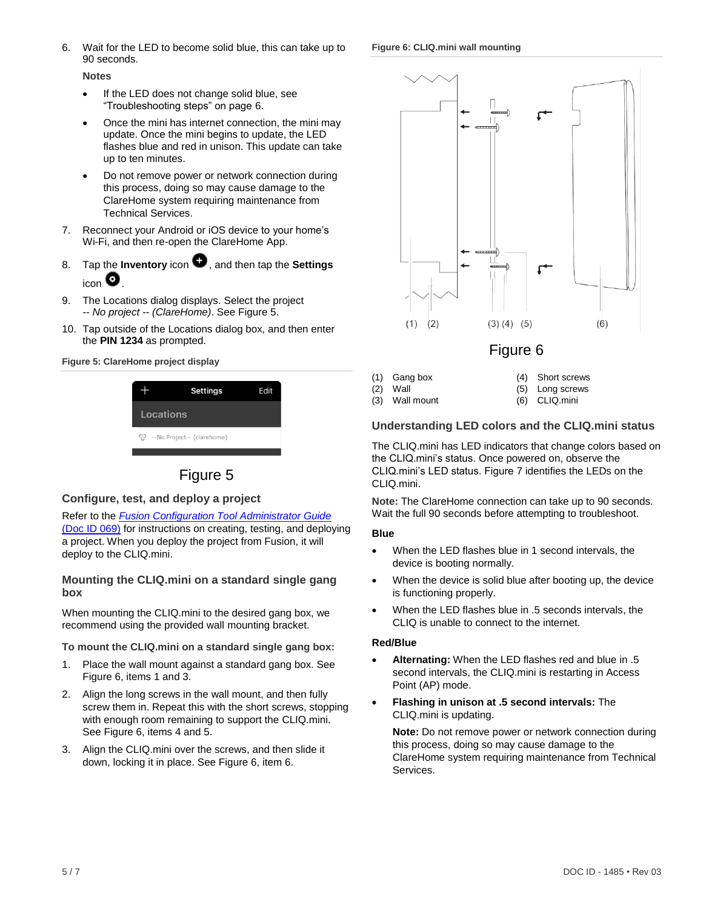6. Wait for the LED to become solid blue, this can take up to 90 seconds.

   **Notes**

   - If the LED does not change solid blue, see "Troubleshooting steps" on page 6.
   - Once the mini has internet connection, the mini may update. Once the mini begins to update, the LED flashes blue and red in unison. This update can take up to ten minutes.
   - Do not remove power or network connection during this process, doing so may cause damage to the ClareHome system requiring maintenance from Technical Services.

7. Reconnect your Android or iOS device to your home's Wi-Fi, and then re-open the ClareHome App.
8. Tap the **Inventory** icon, and then tap the **Settings** icon.
9. The Locations dialog displays. Select the project -- *No project* -- *(ClareHome)*. See Figure 5.
10. Tap outside of the Locations dialog box, and then enter the **PIN 1234** as prompted.

**Figure 5: ClareHome project display**

Figure 5

### Configure, test, and deploy a project

Refer to the *Fusion Configuration Tool Administrator Guide* (Doc ID 069) for instructions on creating, testing, and deploying a project. When you deploy the project from Fusion, it will deploy to the CLIQ.mini.

### Mounting the CLIQ.mini on a standard single gang box

When mounting the CLIQ.mini to the desired gang box, we recommend using the provided wall mounting bracket.

**To mount the CLIQ.mini on a standard single gang box:**

1. Place the wall mount against a standard gang box. See Figure 6, items 1 and 3.
2. Align the long screws in the wall mount, and then fully screw them in. Repeat this with the short screws, stopping with enough room remaining to support the CLIQ.mini. See Figure 6, items 4 and 5.
3. Align the CLIQ.mini over the screws, and then slide it down, locking it in place. See Figure 6, item 6.

**Figure 6: CLIQ.mini wall mounting**

Figure 6

| | | | |
|---|---|---|---|
| (1) | Gang box | (4) | Short screws |
| (2) | Wall | (5) | Long screws |
| (3) | Wall mount | (6) | CLIQ.mini |

### Understanding LED colors and the CLIQ.mini status

The CLIQ.mini has LED indicators that change colors based on the CLIQ.mini's status. Once powered on, observe the CLIQ.mini's LED status. Figure 7 identifies the LEDs on the CLIQ.mini.

**Note:** The ClareHome connection can take up to 90 seconds. Wait the full 90 seconds before attempting to troubleshoot.

**Blue**

- When the LED flashes blue in 1 second intervals, the device is booting normally.
- When the device is solid blue after booting up, the device is functioning properly.
- When the LED flashes blue in .5 seconds intervals, the CLIQ is unable to connect to the internet.

**Red/Blue**

- **Alternating:** When the LED flashes red and blue in .5 second intervals, the CLIQ.mini is restarting in Access Point (AP) mode.
- **Flashing in unison at .5 second intervals:** The CLIQ.mini is updating.

  **Note:** Do not remove power or network connection during this process, doing so may cause damage to the ClareHome system requiring maintenance from Technical Services.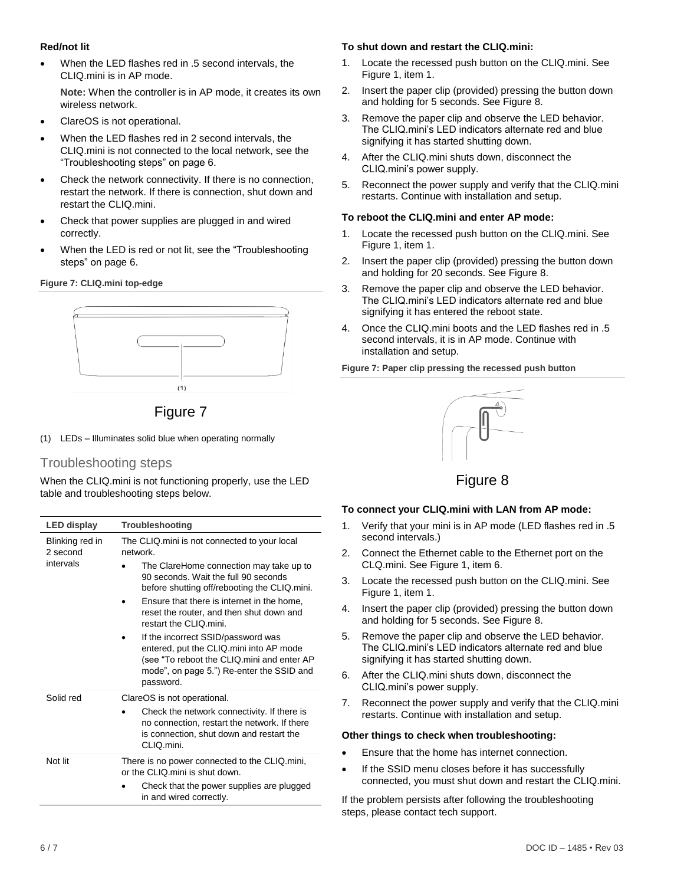**Red/not lit**

- When the LED flashes red in .5 second intervals, the CLIQ.mini is in AP mode.

  **Note:** When the controller is in AP mode, it creates its own wireless network.
- ClareOS is not operational.
- When the LED flashes red in 2 second intervals, the CLIQ.mini is not connected to the local network, see the "Troubleshooting steps" on page 6.
- Check the network connectivity. If there is no connection, restart the network. If there is connection, shut down and restart the CLIQ.mini.
- Check that power supplies are plugged in and wired correctly.
- When the LED is red or not lit, see the "Troubleshooting steps" on page 6.

**Figure 7: CLIQ.mini top-edge**

(1)

Figure 7

(1) LEDs – Illuminates solid blue when operating normally

## Troubleshooting steps

When the CLIQ.mini is not functioning properly, use the LED table and troubleshooting steps below.

| LED display | Troubleshooting |
|---|---|
| Blinking red in 2 second intervals | The CLIQ.mini is not connected to your local network.<br>• The ClareHome connection may take up to 90 seconds. Wait the full 90 seconds before shutting off/rebooting the CLIQ.mini.<br>• Ensure that there is internet in the home, reset the router, and then shut down and restart the CLIQ.mini.<br>• If the incorrect SSID/password was entered, put the CLIQ.mini into AP mode (see "To reboot the CLIQ.mini and enter AP mode", on page 5.") Re-enter the SSID and password. |
| Solid red | ClareOS is not operational.<br>• Check the network connectivity. If there is no connection, restart the network. If there is connection, shut down and restart the CLIQ.mini. |
| Not lit | There is no power connected to the CLIQ.mini, or the CLIQ.mini is shut down.<br>• Check that the power supplies are plugged in and wired correctly. |

**To shut down and restart the CLIQ.mini:**

1. Locate the recessed push button on the CLIQ.mini. See Figure 1, item 1.
2. Insert the paper clip (provided) pressing the button down and holding for 5 seconds. See Figure 8.
3. Remove the paper clip and observe the LED behavior. The CLIQ.mini's LED indicators alternate red and blue signifying it has started shutting down.
4. After the CLIQ.mini shuts down, disconnect the CLIQ.mini's power supply.
5. Reconnect the power supply and verify that the CLIQ.mini restarts. Continue with installation and setup.

**To reboot the CLIQ.mini and enter AP mode:**

1. Locate the recessed push button on the CLIQ.mini. See Figure 1, item 1.
2. Insert the paper clip (provided) pressing the button down and holding for 20 seconds. See Figure 8.
3. Remove the paper clip and observe the LED behavior. The CLIQ.mini's LED indicators alternate red and blue signifying it has entered the reboot state.
4. Once the CLIQ.mini boots and the LED flashes red in .5 second intervals, it is in AP mode. Continue with installation and setup.

**Figure 7: Paper clip pressing the recessed push button**

Figure 8

**To connect your CLIQ.mini with LAN from AP mode:**

1. Verify that your mini is in AP mode (LED flashes red in .5 second intervals.)
2. Connect the Ethernet cable to the Ethernet port on the CLIQ.mini. See Figure 1, item 6.
3. Locate the recessed push button on the CLIQ.mini. See Figure 1, item 1.
4. Insert the paper clip (provided) pressing the button down and holding for 5 seconds. See Figure 8.
5. Remove the paper clip and observe the LED behavior. The CLIQ.mini's LED indicators alternate red and blue signifying it has started shutting down.
6. After the CLIQ.mini shuts down, disconnect the CLIQ.mini's power supply.
7. Reconnect the power supply and verify that the CLIQ.mini restarts. Continue with installation and setup.

**Other things to check when troubleshooting:**

- Ensure that the home has internet connection.
- If the SSID menu closes before it has successfully connected, you must shut down and restart the CLIQ.mini.

If the problem persists after following the troubleshooting steps, please contact tech support.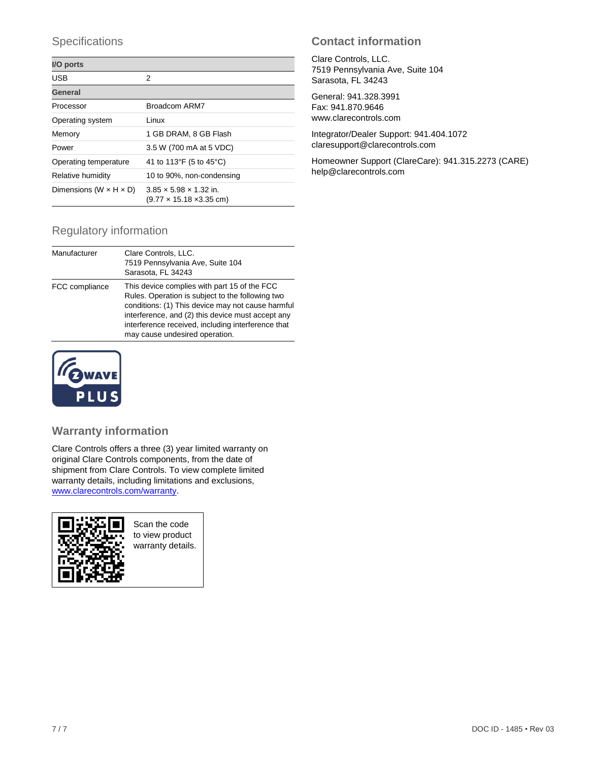## Specifications

| | |
|---|---|
| **I/O ports** | |
| USB | 2 |
| **General** | |
| Processor | Broadcom ARM7 |
| Operating system | Linux |
| Memory | 1 GB DRAM, 8 GB Flash |
| Power | 3.5 W (700 mA at 5 VDC) |
| Operating temperature | 41 to 113°F (5 to 45°C) |
| Relative humidity | 10 to 90%, non-condensing |
| Dimensions (W × H × D) | 3.85 × 5.98 × 1.32 in. (9.77 × 15.18 ×3.35 cm) |

## Regulatory information

| | |
|---|---|
| Manufacturer | Clare Controls, LLC. 7519 Pennsylvania Ave, Suite 104 Sarasota, FL 34243 |
| FCC compliance | This device complies with part 15 of the FCC Rules. Operation is subject to the following two conditions: (1) This device may not cause harmful interference, and (2) this device must accept any interference received, including interference that may cause undesired operation. |

## Warranty information

Clare Controls offers a three (3) year limited warranty on original Clare Controls components, from the date of shipment from Clare Controls. To view complete limited warranty details, including limitations and exclusions, www.clarecontrols.com/warranty.

Scan the code to view product warranty details.

## Contact information

Clare Controls, LLC.
7519 Pennsylvania Ave, Suite 104
Sarasota, FL 34243

General: 941.328.3991
Fax: 941.870.9646
www.clarecontrols.com

Integrator/Dealer Support: 941.404.1072
claresupport@clarecontrols.com

Homeowner Support (ClareCare): 941.315.2273 (CARE)
help@clarecontrols.com

DOC ID - 1485 • Rev 03